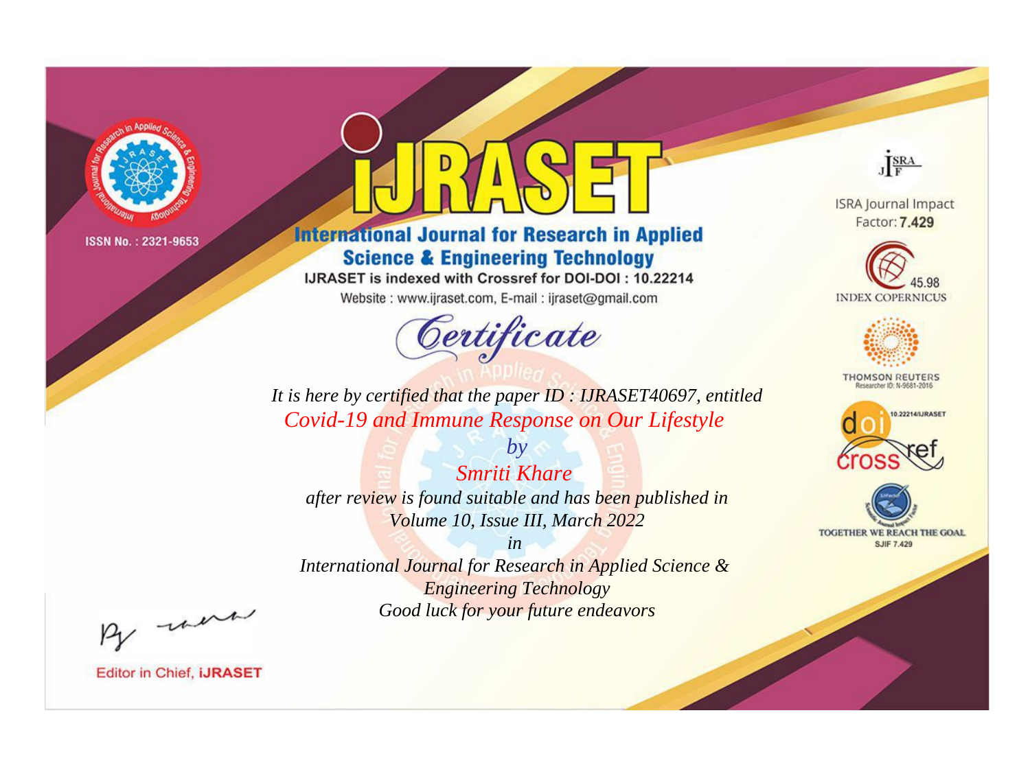ISSN No. : 2321-9653

# IJRASET

## International Journal for Research in Applied Science & Engineering Technology

IJRASET is indexed with Crossref for DOI-DOI : 10.22214

Website : www.ijraset.com, E-mail : ijraset@gmail.com

## Certificate

*It is here by certified that the paper ID : IJRASET40697, entitled*

*Covid-19 and Immune Response on Our Lifestyle*

*by*

*Smriti Khare*

*after review is found suitable and has been published in*

*Volume 10, Issue III, March 2022*

*in*

*International Journal for Research in Applied Science & Engineering Technology*

*Good luck for your future endeavors*

ISRA Journal Impact Factor: **7.429**

45.98 INDEX COPERNICUS

THOMSON REUTERS Researcher ID: N-9681-2016

10.22214/IJRASET

TOGETHER WE REACH THE GOAL SJIF 7.429

Editor in Chief, **iJRASET**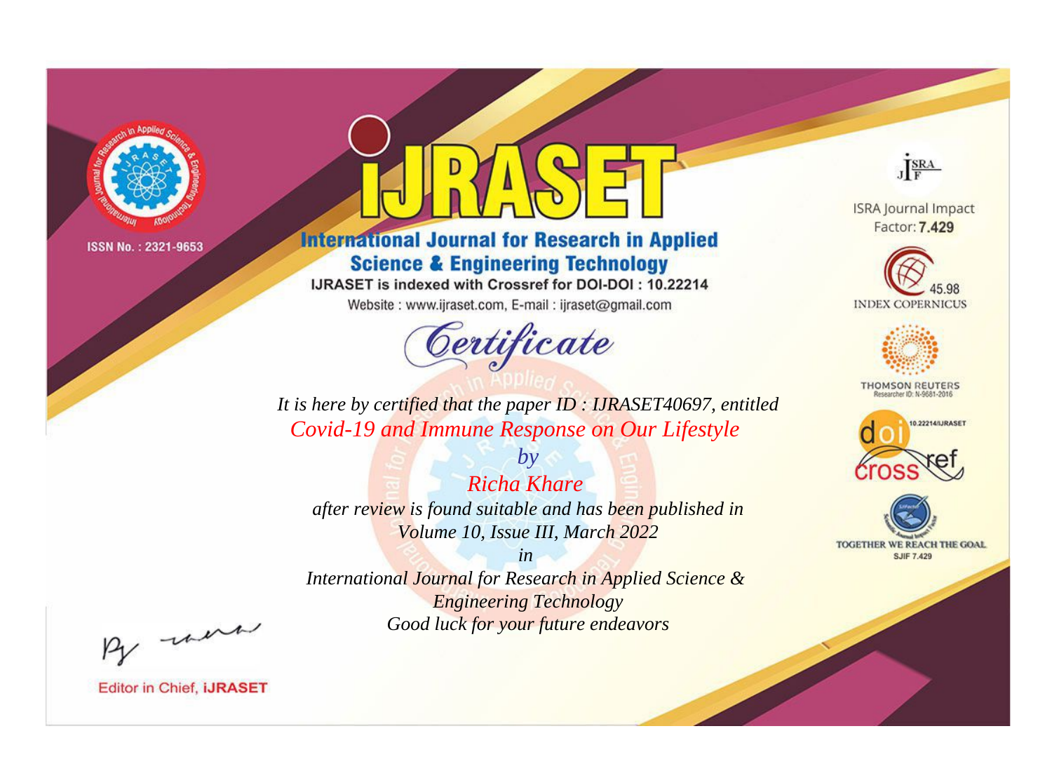ISSN No. : 2321-9653

# iJRASET

## International Journal for Research in Applied Science & Engineering Technology

IJRASET is indexed with Crossref for DOI-DOI : 10.22214

Website : www.ijraset.com, E-mail : ijraset@gmail.com

ISRA Journal Impact Factor: **7.429**

45.98 INDEX COPERNICUS

THOMSON REUTERS Researcher ID: N-9681-2016

10.22214/IJRASET

TOGETHER WE REACH THE GOAL SJIF 7.429

## *Certificate*

*It is here by certified that the paper ID : IJRASET40697, entitled*

*Covid-19 and Immune Response on Our Lifestyle*

*by*

*Richa Khare*

*after review is found suitable and has been published in*

*Volume 10, Issue III, March 2022*

*in*

*International Journal for Research in Applied Science & Engineering Technology*

*Good luck for your future endeavors*

Editor in Chief, **iJRASET**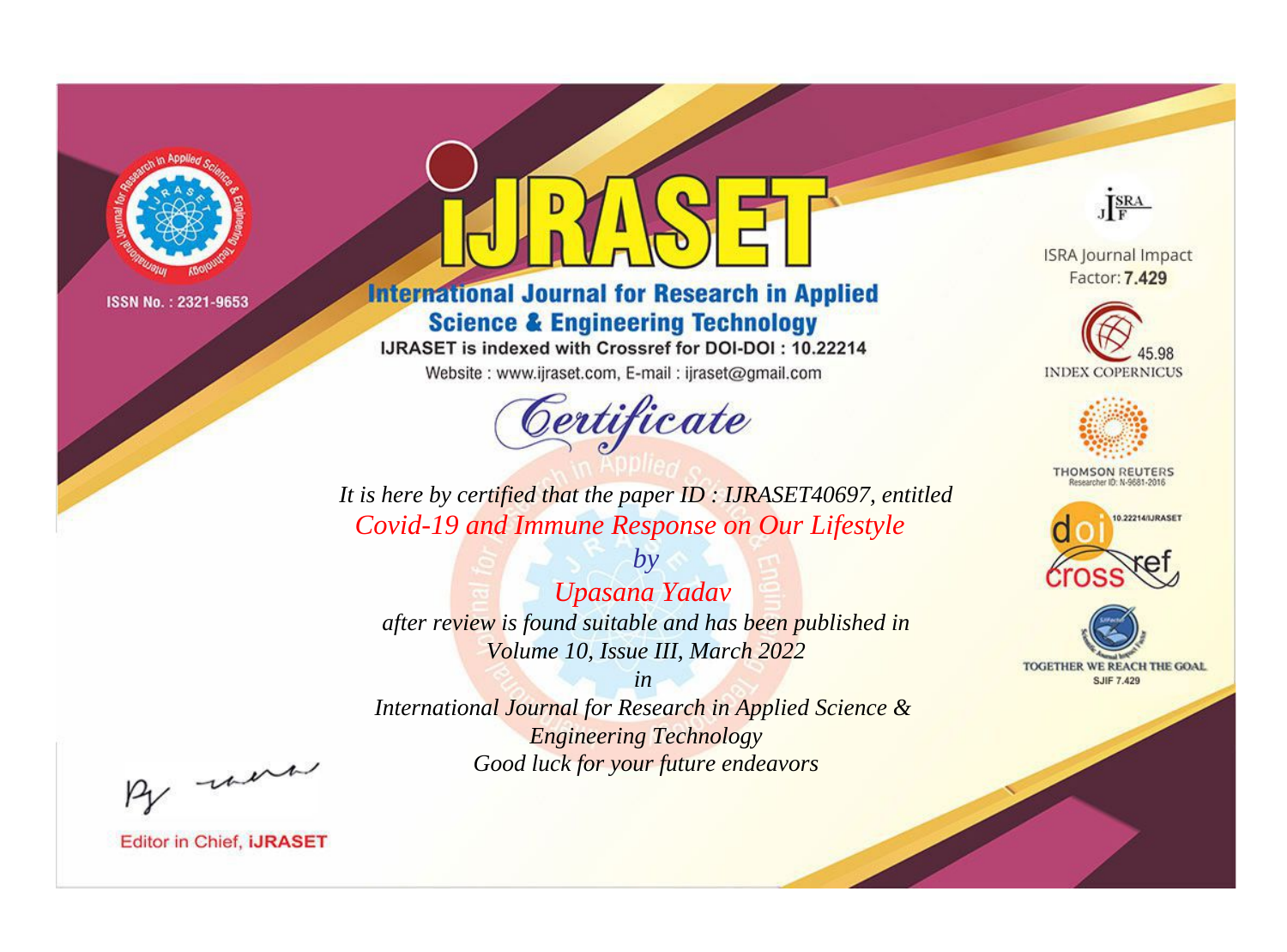ISSN No. : 2321-9653

# IJRASET

## International Journal for Research in Applied Science & Engineering Technology

IJRASET is indexed with Crossref for DOI-DOI : 10.22214

Website : www.ijraset.com, E-mail : ijraset@gmail.com

ISRA Journal Impact Factor: **7.429**

45.98 INDEX COPERNICUS

THOMSON REUTERS Researcher ID: N-9681-2016

10.22214/IJRASET

TOGETHER WE REACH THE GOAL SJIF 7.429

# Certificate

*It is here by certified that the paper ID : IJRASET40697, entitled*

*Covid-19 and Immune Response on Our Lifestyle*

*by*

*Upasana Yadav*

*after review is found suitable and has been published in*

*Volume 10, Issue III, March 2022*

*in*

*International Journal for Research in Applied Science & Engineering Technology*

*Good luck for your future endeavors*

Editor in Chief, **iJRASET**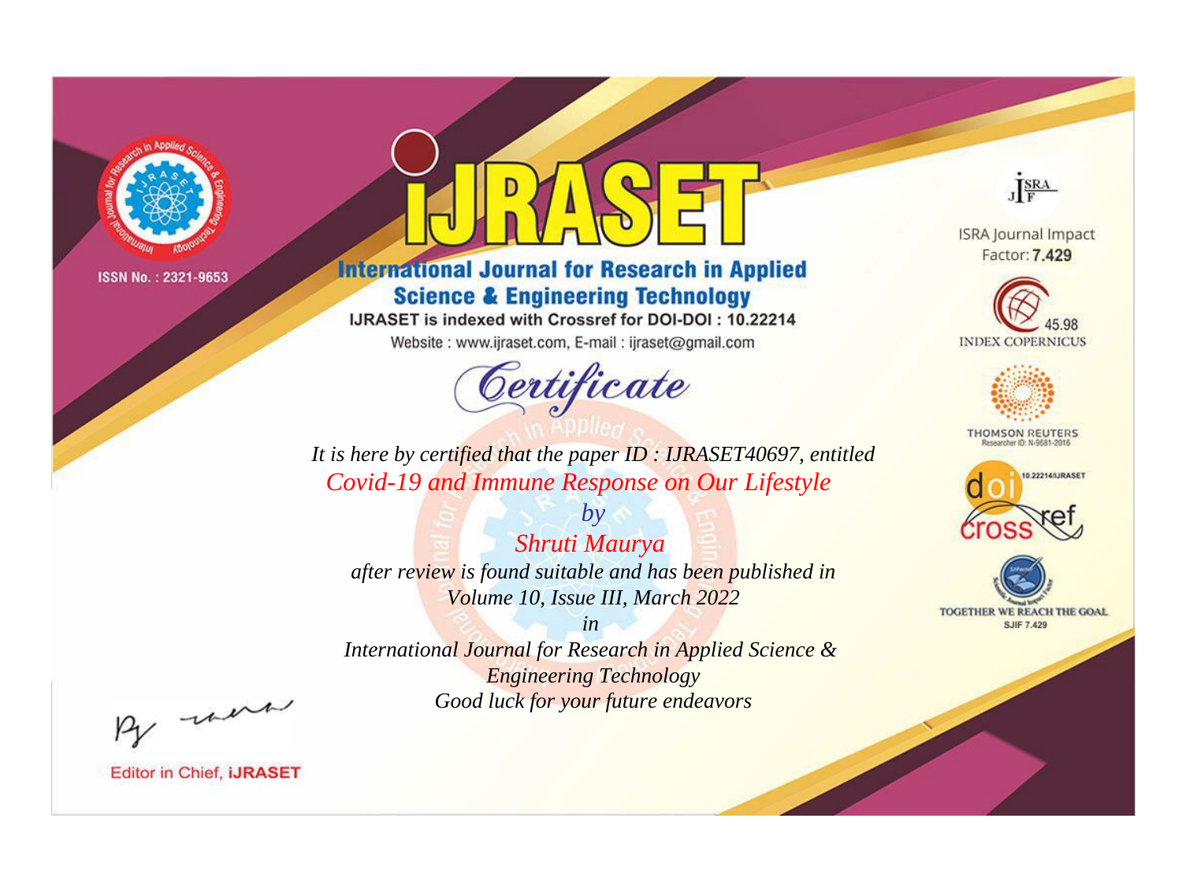ISSN No. : 2321-9653

# iJRASET

## International Journal for Research in Applied Science & Engineering Technology

IJRASET is indexed with Crossref for DOI-DOI : 10.22214

Website : www.ijraset.com, E-mail : ijraset@gmail.com

# Certificate

*It is here by certified that the paper ID : IJRASET40697, entitled*

*Covid-19 and Immune Response on Our Lifestyle*

*by*

*Shruti Maurya*

*after review is found suitable and has been published in*

*Volume 10, Issue III, March 2022*

*in*

*International Journal for Research in Applied Science & Engineering Technology*

*Good luck for your future endeavors*

ISRA Journal Impact Factor: **7.429**

45.98 INDEX COPERNICUS

THOMSON REUTERS Researcher ID: N-9681-2016

10.22214/IJRASET

TOGETHER WE REACH THE GOAL SJIF 7.429

Editor in Chief, **iJRASET**